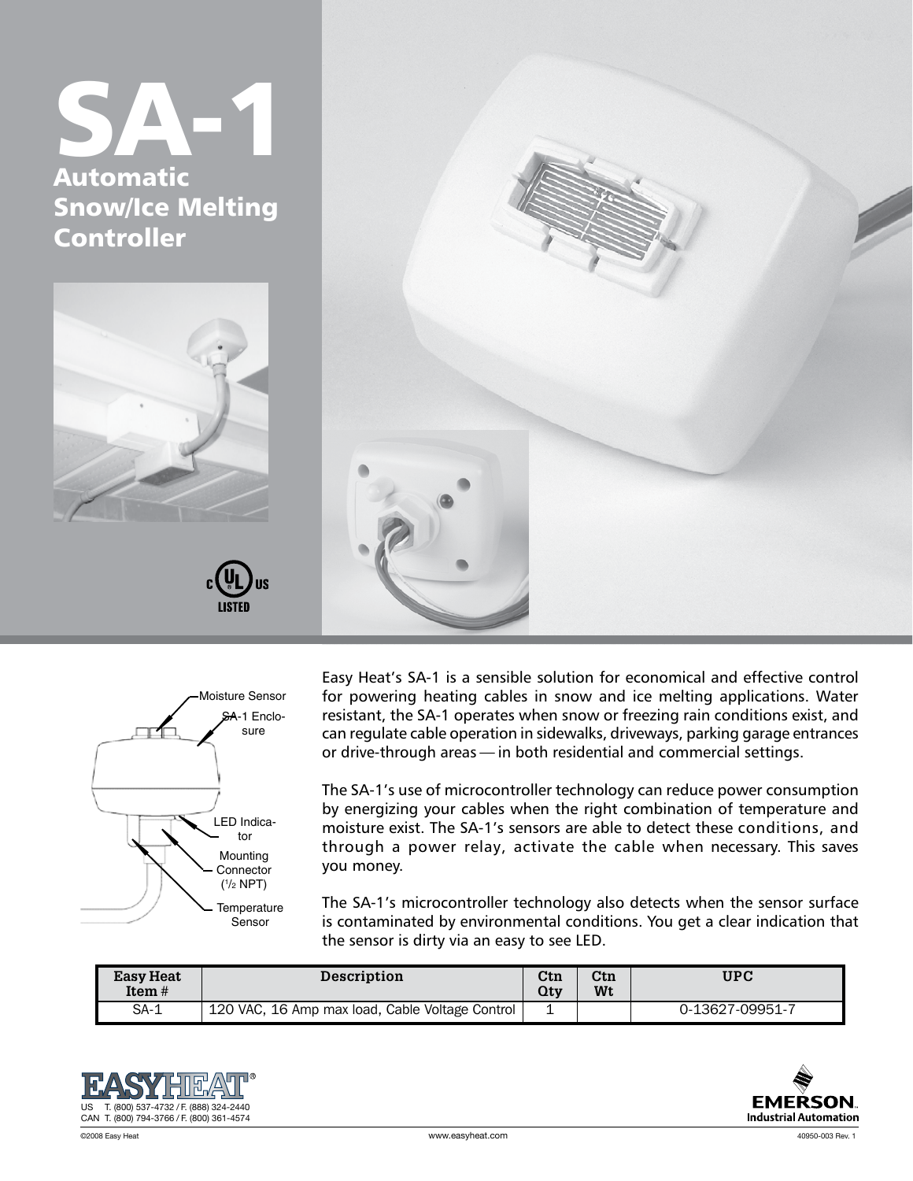# SA-1

## Automatic Snow/Ice Melting Controller

c UL us LISTED

Moisture Sensor

SA-1 Enclosure

LED Indicator

Mounting Connector (1/2 NPT)

Temperature Sensor

Easy Heat's SA-1 is a sensible solution for economical and effective control for powering heating cables in snow and ice melting applications. Water resistant, the SA-1 operates when snow or freezing rain conditions exist, and can regulate cable operation in sidewalks, driveways, parking garage entrances or drive-through areas — in both residential and commercial settings.

The SA-1's use of microcontroller technology can reduce power consumption by energizing your cables when the right combination of temperature and moisture exist. The SA-1's sensors are able to detect these conditions, and through a power relay, activate the cable when necessary. This saves you money.

The SA-1's microcontroller technology also detects when the sensor surface is contaminated by environmental conditions. You get a clear indication that the sensor is dirty via an easy to see LED.

| Easy Heat Item # | Description | Ctn Qty | Ctn Wt | UPC |
|---|---|---|---|---|
| SA-1 | 120 VAC, 16 Amp max load, Cable Voltage Control | 1 | | 0-13627-09951-7 |

EASYHEAT®

US T. (800) 537-4732 / F. (888) 324-2440
CAN T. (800) 794-3766 / F. (800) 361-4574

EMERSON. Industrial Automation

©2008 Easy Heat

www.easyheat.com

40950-003 Rev. 1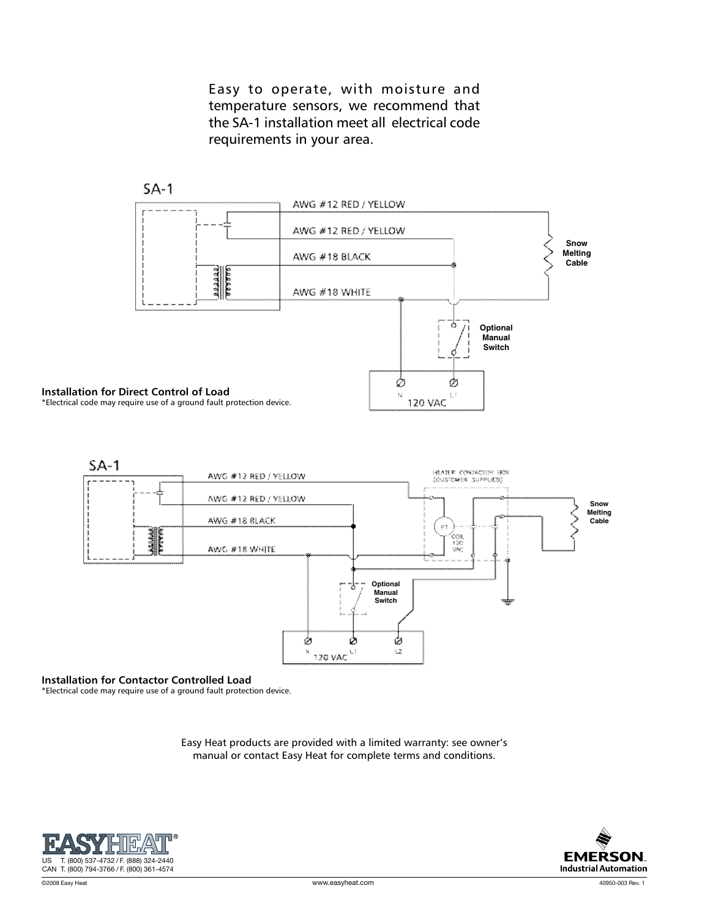Easy to operate, with moisture and temperature sensors, we recommend that the SA-1 installation meet all electrical code requirements in your area.

SA-1

AWG #12 RED / YELLOW

AWG #12 RED / YELLOW

AWG #18 BLACK

AWG #18 WHITE

Snow Melting Cable

Optional Manual Switch

N

L1

120 VAC

**Installation for Direct Control of Load**

*Electrical code may require use of a ground fault protection device.

SA-1

AWG #12 RED / YELLOW

AWG #12 RED / YELLOW

AWG #18 BLACK

AWG #18 WHITE

HEATER CONTACTOR BOX (CUSTOMER SUPPLIED)

K1

COIL 120 VAC

Snow Melting Cable

Optional Manual Switch

N

L1

L2

120 VAC

**Installation for Contactor Controlled Load**

*Electrical code may require use of a ground fault protection device.

Easy Heat products are provided with a limited warranty: see owner's manual or contact Easy Heat for complete terms and conditions.

EASYHEAT®

US T. (800) 537-4732 / F. (888) 324-2440

CAN T. (800) 794-3766 / F. (800) 361-4574

EMERSON. Industrial Automation

©2008 Easy Heat

www.easyheat.com

40950-003 Rev. 1